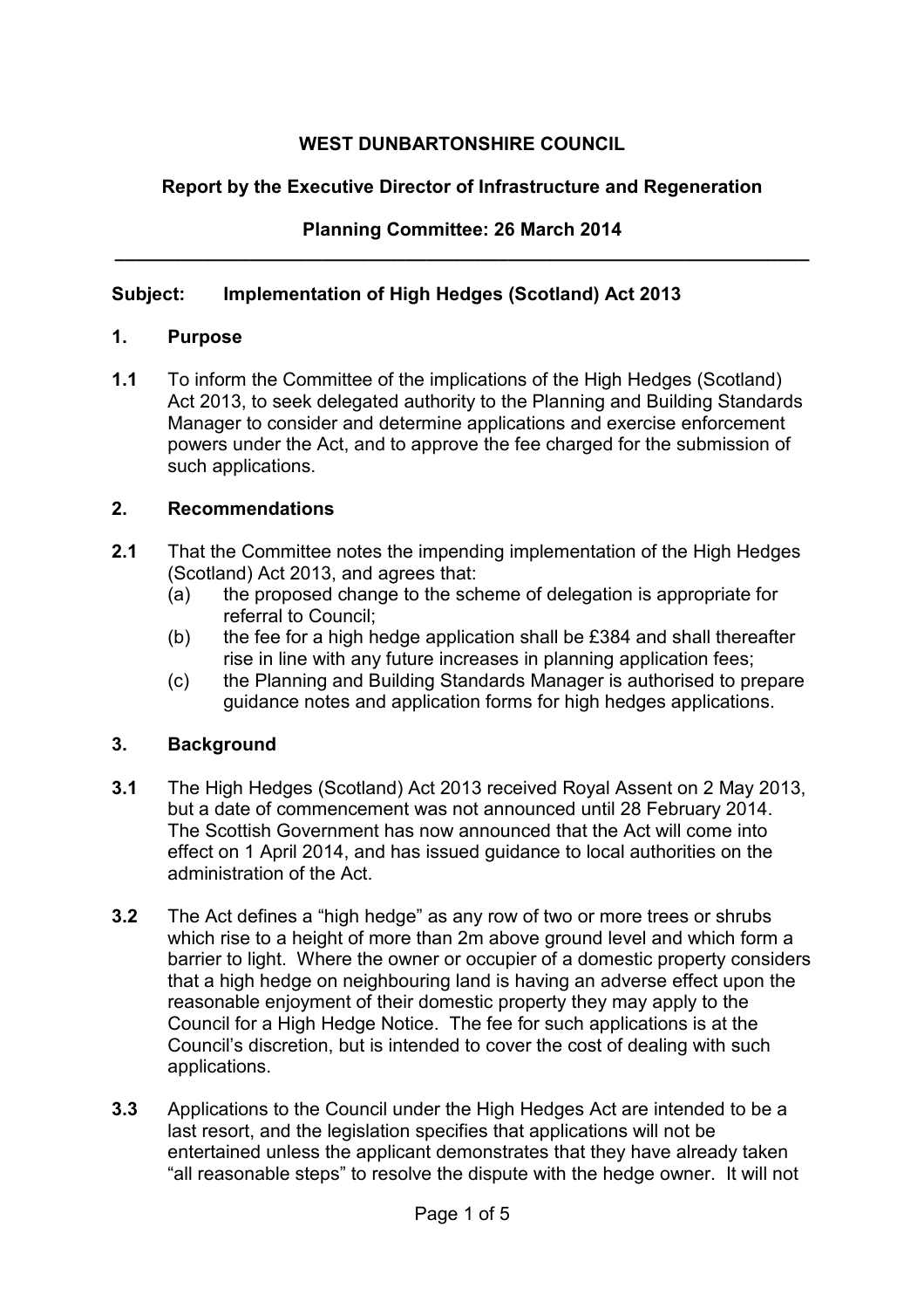**WEST DUNBARTONSHIRE COUNCIL**

**Report by the Executive Director of Infrastructure and Regeneration**

**Planning Committee: 26 March 2014**

---

**Subject: Implementation of High Hedges (Scotland) Act 2013**

## 1. Purpose

**1.1** To inform the Committee of the implications of the High Hedges (Scotland) Act 2013, to seek delegated authority to the Planning and Building Standards Manager to consider and determine applications and exercise enforcement powers under the Act, and to approve the fee charged for the submission of such applications.

## 2. Recommendations

**2.1** That the Committee notes the impending implementation of the High Hedges (Scotland) Act 2013, and agrees that:

(a) the proposed change to the scheme of delegation is appropriate for referral to Council;

(b) the fee for a high hedge application shall be £384 and shall thereafter rise in line with any future increases in planning application fees;

(c) the Planning and Building Standards Manager is authorised to prepare guidance notes and application forms for high hedges applications.

## 3. Background

**3.1** The High Hedges (Scotland) Act 2013 received Royal Assent on 2 May 2013, but a date of commencement was not announced until 28 February 2014. The Scottish Government has now announced that the Act will come into effect on 1 April 2014, and has issued guidance to local authorities on the administration of the Act.

**3.2** The Act defines a "high hedge" as any row of two or more trees or shrubs which rise to a height of more than 2m above ground level and which form a barrier to light. Where the owner or occupier of a domestic property considers that a high hedge on neighbouring land is having an adverse effect upon the reasonable enjoyment of their domestic property they may apply to the Council for a High Hedge Notice. The fee for such applications is at the Council's discretion, but is intended to cover the cost of dealing with such applications.

**3.3** Applications to the Council under the High Hedges Act are intended to be a last resort, and the legislation specifies that applications will not be entertained unless the applicant demonstrates that they have already taken "all reasonable steps" to resolve the dispute with the hedge owner. It will not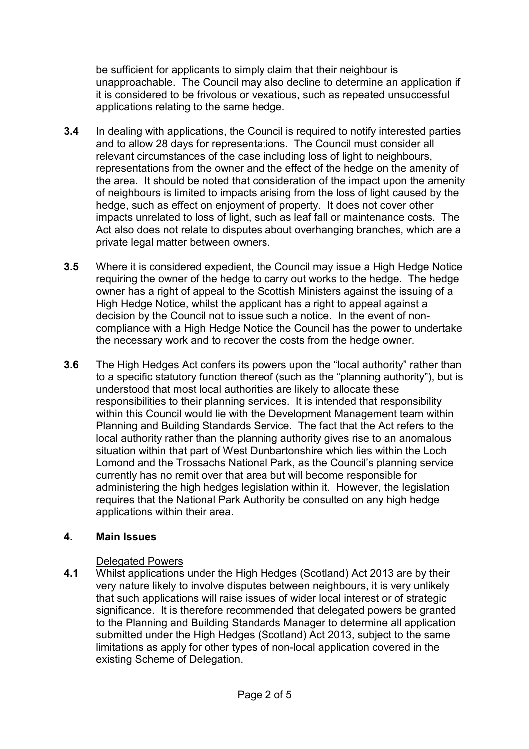be sufficient for applicants to simply claim that their neighbour is unapproachable. The Council may also decline to determine an application if it is considered to be frivolous or vexatious, such as repeated unsuccessful applications relating to the same hedge.

**3.4** In dealing with applications, the Council is required to notify interested parties and to allow 28 days for representations. The Council must consider all relevant circumstances of the case including loss of light to neighbours, representations from the owner and the effect of the hedge on the amenity of the area. It should be noted that consideration of the impact upon the amenity of neighbours is limited to impacts arising from the loss of light caused by the hedge, such as effect on enjoyment of property. It does not cover other impacts unrelated to loss of light, such as leaf fall or maintenance costs. The Act also does not relate to disputes about overhanging branches, which are a private legal matter between owners.

**3.5** Where it is considered expedient, the Council may issue a High Hedge Notice requiring the owner of the hedge to carry out works to the hedge. The hedge owner has a right of appeal to the Scottish Ministers against the issuing of a High Hedge Notice, whilst the applicant has a right to appeal against a decision by the Council not to issue such a notice. In the event of non-compliance with a High Hedge Notice the Council has the power to undertake the necessary work and to recover the costs from the hedge owner.

**3.6** The High Hedges Act confers its powers upon the "local authority" rather than to a specific statutory function thereof (such as the "planning authority"), but is understood that most local authorities are likely to allocate these responsibilities to their planning services. It is intended that responsibility within this Council would lie with the Development Management team within Planning and Building Standards Service. The fact that the Act refers to the local authority rather than the planning authority gives rise to an anomalous situation within that part of West Dunbartonshire which lies within the Loch Lomond and the Trossachs National Park, as the Council's planning service currently has no remit over that area but will become responsible for administering the high hedges legislation within it. However, the legislation requires that the National Park Authority be consulted on any high hedge applications within their area.

## 4. Main Issues

Delegated Powers

**4.1** Whilst applications under the High Hedges (Scotland) Act 2013 are by their very nature likely to involve disputes between neighbours, it is very unlikely that such applications will raise issues of wider local interest or of strategic significance. It is therefore recommended that delegated powers be granted to the Planning and Building Standards Manager to determine all application submitted under the High Hedges (Scotland) Act 2013, subject to the same limitations as apply for other types of non-local application covered in the existing Scheme of Delegation.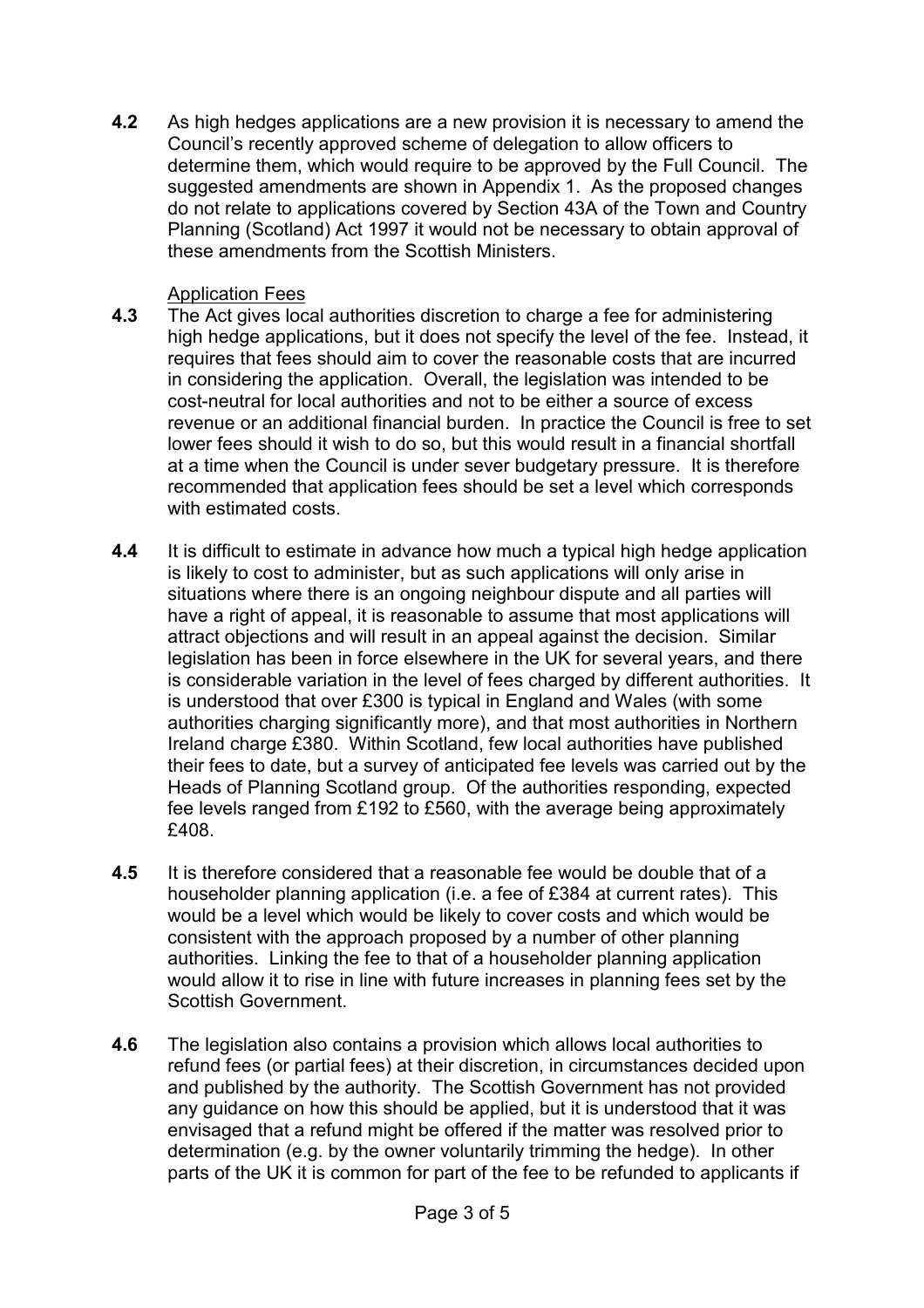**4.2** As high hedges applications are a new provision it is necessary to amend the Council's recently approved scheme of delegation to allow officers to determine them, which would require to be approved by the Full Council. The suggested amendments are shown in Appendix 1. As the proposed changes do not relate to applications covered by Section 43A of the Town and Country Planning (Scotland) Act 1997 it would not be necessary to obtain approval of these amendments from the Scottish Ministers.

<u>Application Fees</u>

**4.3** The Act gives local authorities discretion to charge a fee for administering high hedge applications, but it does not specify the level of the fee. Instead, it requires that fees should aim to cover the reasonable costs that are incurred in considering the application. Overall, the legislation was intended to be cost-neutral for local authorities and not to be either a source of excess revenue or an additional financial burden. In practice the Council is free to set lower fees should it wish to do so, but this would result in a financial shortfall at a time when the Council is under sever budgetary pressure. It is therefore recommended that application fees should be set a level which corresponds with estimated costs.

**4.4** It is difficult to estimate in advance how much a typical high hedge application is likely to cost to administer, but as such applications will only arise in situations where there is an ongoing neighbour dispute and all parties will have a right of appeal, it is reasonable to assume that most applications will attract objections and will result in an appeal against the decision. Similar legislation has been in force elsewhere in the UK for several years, and there is considerable variation in the level of fees charged by different authorities. It is understood that over £300 is typical in England and Wales (with some authorities charging significantly more), and that most authorities in Northern Ireland charge £380. Within Scotland, few local authorities have published their fees to date, but a survey of anticipated fee levels was carried out by the Heads of Planning Scotland group. Of the authorities responding, expected fee levels ranged from £192 to £560, with the average being approximately £408.

**4.5** It is therefore considered that a reasonable fee would be double that of a householder planning application (i.e. a fee of £384 at current rates). This would be a level which would be likely to cover costs and which would be consistent with the approach proposed by a number of other planning authorities. Linking the fee to that of a householder planning application would allow it to rise in line with future increases in planning fees set by the Scottish Government.

**4.6** The legislation also contains a provision which allows local authorities to refund fees (or partial fees) at their discretion, in circumstances decided upon and published by the authority. The Scottish Government has not provided any guidance on how this should be applied, but it is understood that it was envisaged that a refund might be offered if the matter was resolved prior to determination (e.g. by the owner voluntarily trimming the hedge). In other parts of the UK it is common for part of the fee to be refunded to applicants if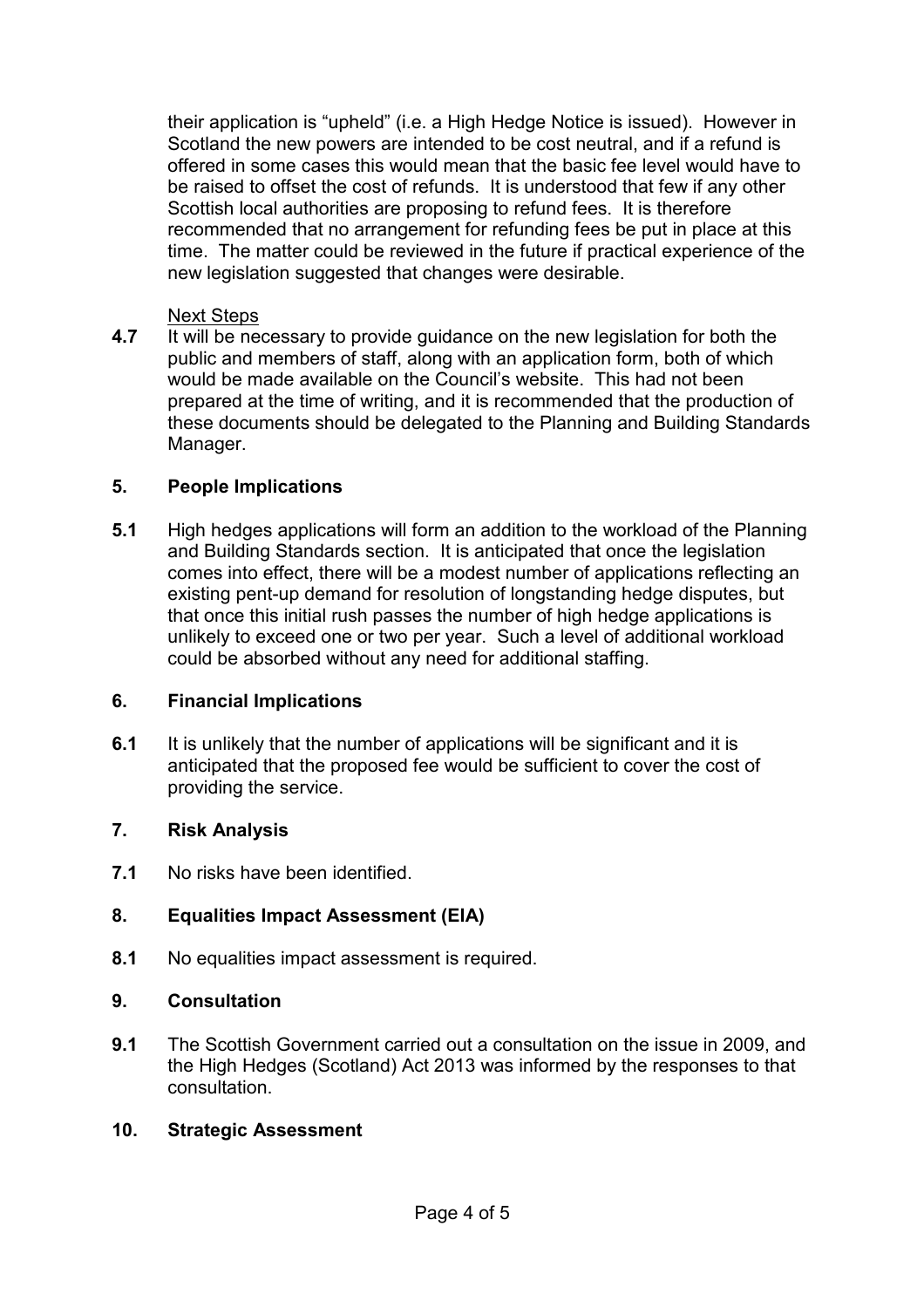their application is "upheld" (i.e. a High Hedge Notice is issued). However in Scotland the new powers are intended to be cost neutral, and if a refund is offered in some cases this would mean that the basic fee level would have to be raised to offset the cost of refunds. It is understood that few if any other Scottish local authorities are proposing to refund fees. It is therefore recommended that no arrangement for refunding fees be put in place at this time. The matter could be reviewed in the future if practical experience of the new legislation suggested that changes were desirable.

<u>Next Steps</u>

**4.7** It will be necessary to provide guidance on the new legislation for both the public and members of staff, along with an application form, both of which would be made available on the Council's website. This had not been prepared at the time of writing, and it is recommended that the production of these documents should be delegated to the Planning and Building Standards Manager.

## 5. People Implications

**5.1** High hedges applications will form an addition to the workload of the Planning and Building Standards section. It is anticipated that once the legislation comes into effect, there will be a modest number of applications reflecting an existing pent-up demand for resolution of longstanding hedge disputes, but that once this initial rush passes the number of high hedge applications is unlikely to exceed one or two per year. Such a level of additional workload could be absorbed without any need for additional staffing.

## 6. Financial Implications

**6.1** It is unlikely that the number of applications will be significant and it is anticipated that the proposed fee would be sufficient to cover the cost of providing the service.

## 7. Risk Analysis

**7.1** No risks have been identified.

## 8. Equalities Impact Assessment (EIA)

**8.1** No equalities impact assessment is required.

## 9. Consultation

**9.1** The Scottish Government carried out a consultation on the issue in 2009, and the High Hedges (Scotland) Act 2013 was informed by the responses to that consultation.

## 10. Strategic Assessment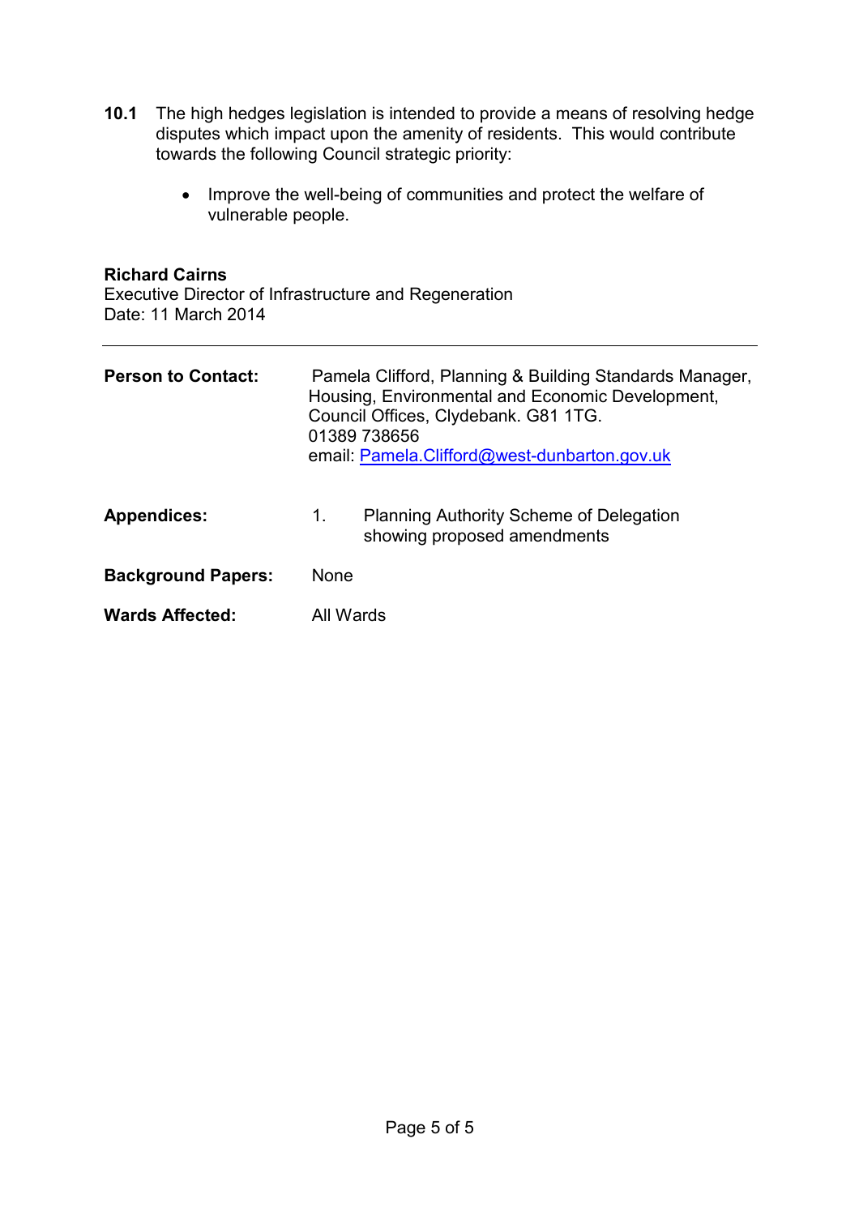**10.1** The high hedges legislation is intended to provide a means of resolving hedge disputes which impact upon the amenity of residents. This would contribute towards the following Council strategic priority:

- Improve the well-being of communities and protect the welfare of vulnerable people.

**Richard Cairns**
Executive Director of Infrastructure and Regeneration
Date: 11 March 2014

---

| | |
|---|---|
| **Person to Contact:** | Pamela Clifford, Planning & Building Standards Manager, Housing, Environmental and Economic Development, Council Offices, Clydebank. G81 1TG. 01389 738656 email: Pamela.Clifford@west-dunbarton.gov.uk |
| **Appendices:** | 1. Planning Authority Scheme of Delegation showing proposed amendments |
| **Background Papers:** | None |
| **Wards Affected:** | All Wards |